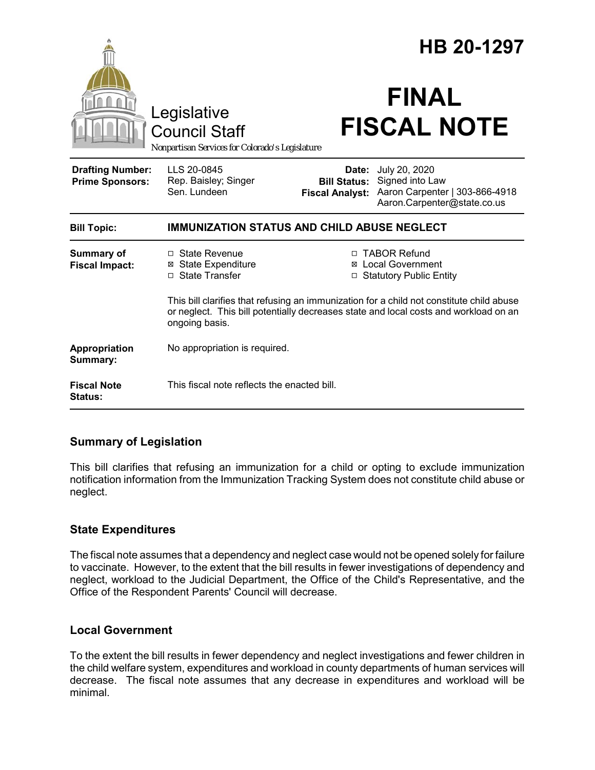# HB 20-1297

Legislative Council Staff

*Nonpartisan Services for Colorado's Legislature*

# FINAL FISCAL NOTE

| | | | |
|---|---|---|---|
| **Drafting Number:** | LLS 20-0845 | **Date:** | July 20, 2020 |
| **Prime Sponsors:** | Rep. Baisley; Singer<br>Sen. Lundeen | **Bill Status:** | Signed into Law |
| | | **Fiscal Analyst:** | Aaron Carpenter \| 303-866-4918<br>Aaron.Carpenter@state.co.us |

| | |
|---|---|
| **Bill Topic:** | **IMMUNIZATION STATUS AND CHILD ABUSE NEGLECT** |
| **Summary of Fiscal Impact:** | ☐ State Revenue<br>☒ State Expenditure<br>☐ State Transfer<br>☐ TABOR Refund<br>☒ Local Government<br>☐ Statutory Public Entity<br><br>This bill clarifies that refusing an immunization for a child not constitute child abuse or neglect. This bill potentially decreases state and local costs and workload on an ongoing basis. |
| **Appropriation Summary:** | No appropriation is required. |
| **Fiscal Note Status:** | This fiscal note reflects the enacted bill. |

## Summary of Legislation

This bill clarifies that refusing an immunization for a child or opting to exclude immunization notification information from the Immunization Tracking System does not constitute child abuse or neglect.

## State Expenditures

The fiscal note assumes that a dependency and neglect case would not be opened solely for failure to vaccinate. However, to the extent that the bill results in fewer investigations of dependency and neglect, workload to the Judicial Department, the Office of the Child's Representative, and the Office of the Respondent Parents' Council will decrease.

## Local Government

To the extent the bill results in fewer dependency and neglect investigations and fewer children in the child welfare system, expenditures and workload in county departments of human services will decrease. The fiscal note assumes that any decrease in expenditures and workload will be minimal.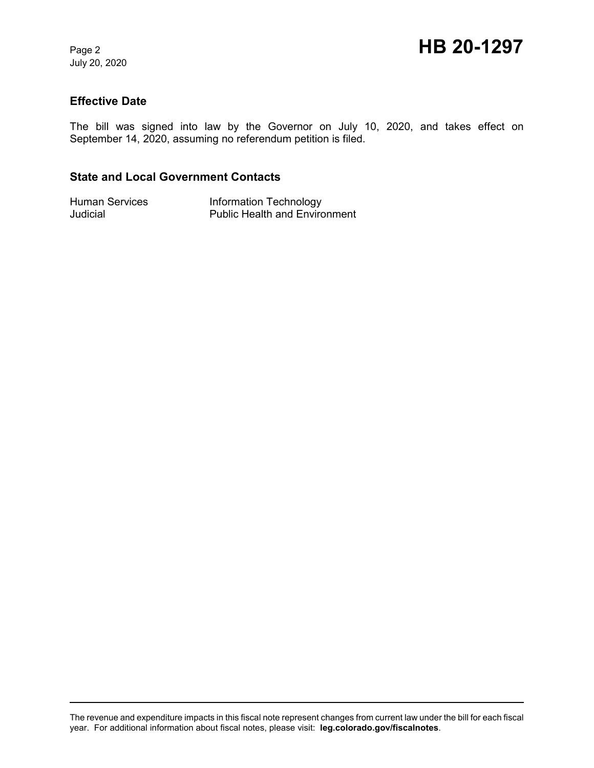## Effective Date

The bill was signed into law by the Governor on July 10, 2020, and takes effect on September 14, 2020, assuming no referendum petition is filed.

## State and Local Government Contacts

| | |
|---|---|
| Human Services | Information Technology |
| Judicial | Public Health and Environment |

The revenue and expenditure impacts in this fiscal note represent changes from current law under the bill for each fiscal year. For additional information about fiscal notes, please visit: **leg.colorado.gov/fiscalnotes**.